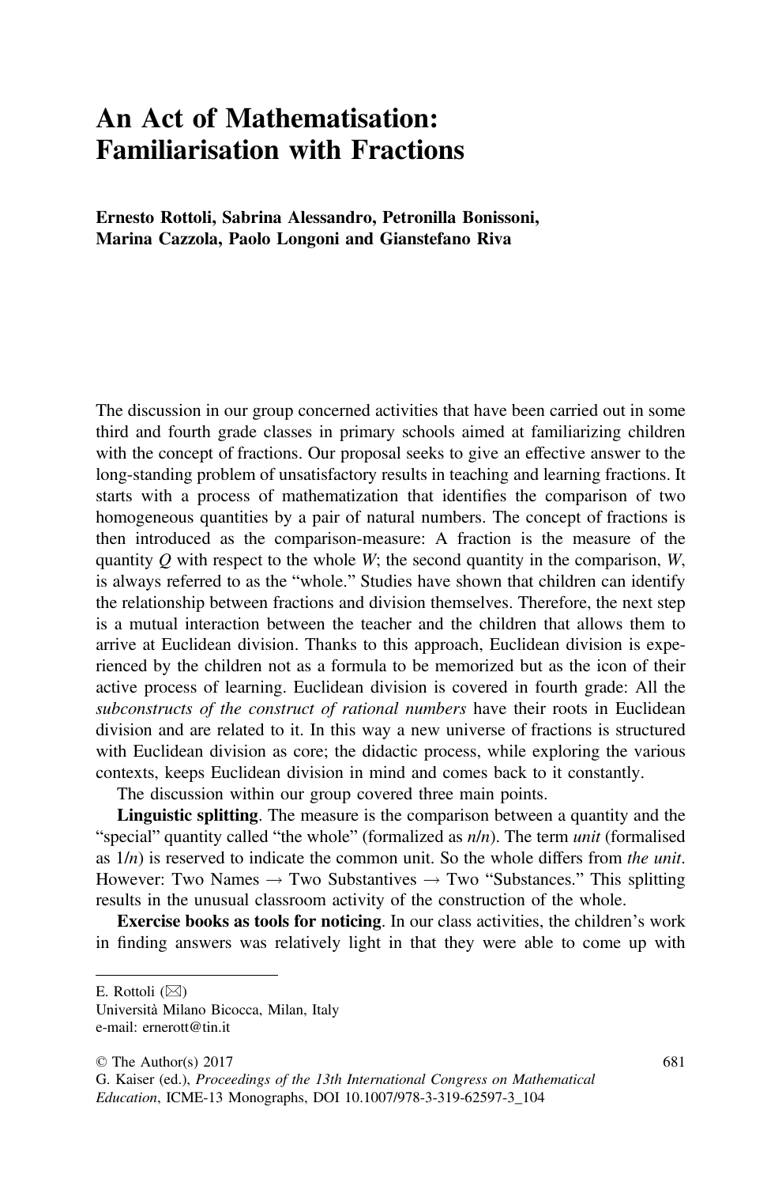# An Act of Mathematisation: Familiarisation with Fractions

**Ernesto Rottoli, Sabrina Alessandro, Petronilla Bonissoni, Marina Cazzola, Paolo Longoni and Gianstefano Riva**

The discussion in our group concerned activities that have been carried out in some third and fourth grade classes in primary schools aimed at familiarizing children with the concept of fractions. Our proposal seeks to give an effective answer to the long-standing problem of unsatisfactory results in teaching and learning fractions. It starts with a process of mathematization that identifies the comparison of two homogeneous quantities by a pair of natural numbers. The concept of fractions is then introduced as the comparison-measure: A fraction is the measure of the quantity $Q$ with respect to the whole $W$; the second quantity in the comparison, $W$, is always referred to as the "whole." Studies have shown that children can identify the relationship between fractions and division themselves. Therefore, the next step is a mutual interaction between the teacher and the children that allows them to arrive at Euclidean division. Thanks to this approach, Euclidean division is experienced by the children not as a formula to be memorized but as the icon of their active process of learning. Euclidean division is covered in fourth grade: All the *subconstructs of the construct of rational numbers* have their roots in Euclidean division and are related to it. In this way a new universe of fractions is structured with Euclidean division as core; the didactic process, while exploring the various contexts, keeps Euclidean division in mind and comes back to it constantly.

The discussion within our group covered three main points.

**Linguistic splitting**. The measure is the comparison between a quantity and the "special" quantity called "the whole" (formalized as $n/n$). The term *unit* (formalised as $1/n$) is reserved to indicate the common unit. So the whole differs from *the unit*. However: Two Names → Two Substantives → Two "Substances." This splitting results in the unusual classroom activity of the construction of the whole.

**Exercise books as tools for noticing**. In our class activities, the children's work in finding answers was relatively light in that they were able to come up with

---

E. Rottoli (✉)
Università Milano Bicocca, Milan, Italy
e-mail: ernerott@tin.it

© The Author(s) 2017
G. Kaiser (ed.), *Proceedings of the 13th International Congress on Mathematical Education*, ICME-13 Monographs, DOI 10.1007/978-3-319-62597-3_104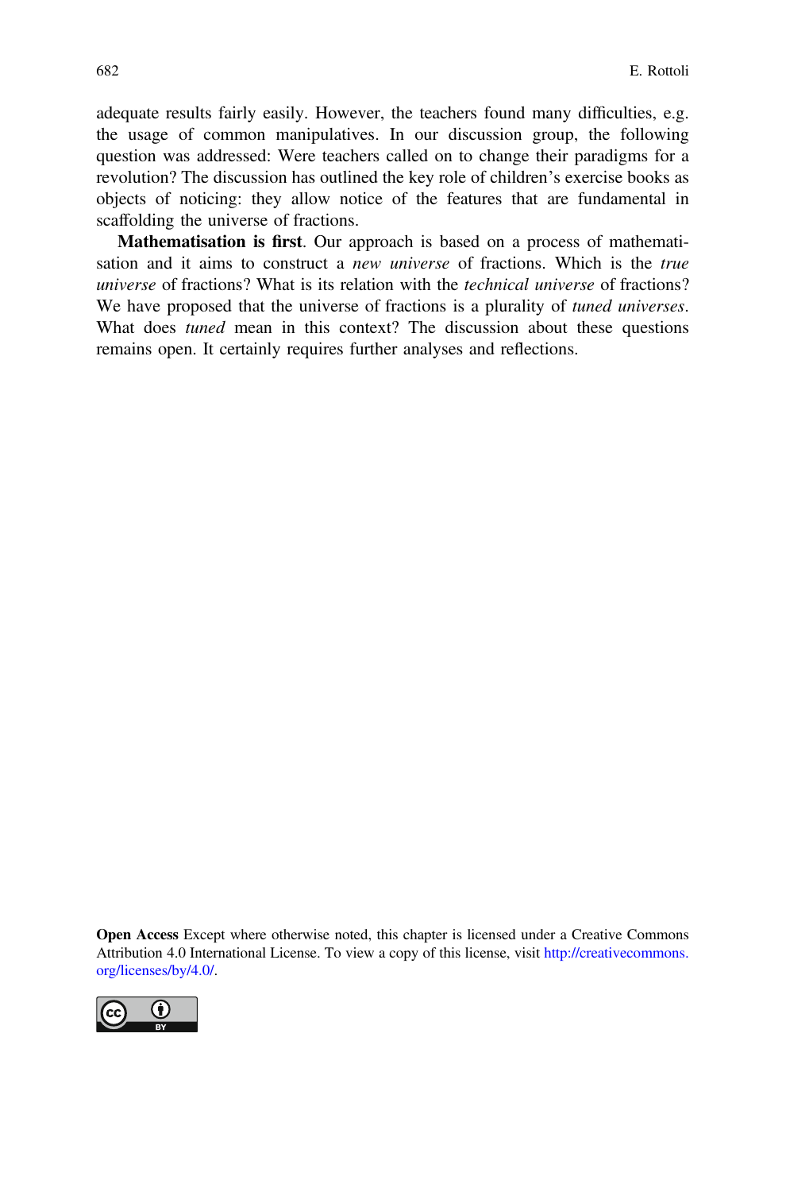adequate results fairly easily. However, the teachers found many difficulties, e.g. the usage of common manipulatives. In our discussion group, the following question was addressed: Were teachers called on to change their paradigms for a revolution? The discussion has outlined the key role of children's exercise books as objects of noticing: they allow notice of the features that are fundamental in scaffolding the universe of fractions.

**Mathematisation is first**. Our approach is based on a process of mathematisation and it aims to construct a *new universe* of fractions. Which is the *true universe* of fractions? What is its relation with the *technical universe* of fractions? We have proposed that the universe of fractions is a plurality of *tuned universes*. What does *tuned* mean in this context? The discussion about these questions remains open. It certainly requires further analyses and reflections.

**Open Access** Except where otherwise noted, this chapter is licensed under a Creative Commons Attribution 4.0 International License. To view a copy of this license, visit http://creativecommons.org/licenses/by/4.0/.